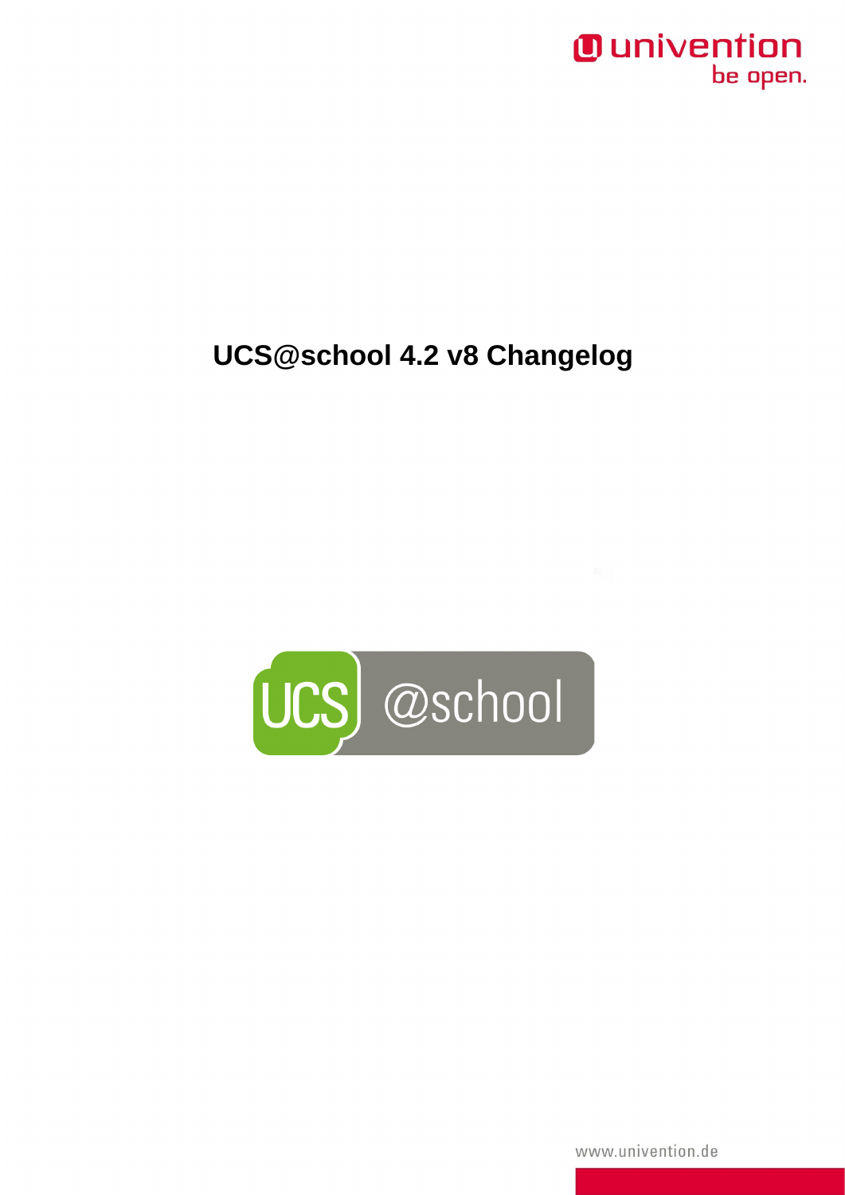# UCS@school 4.2 v8 Changelog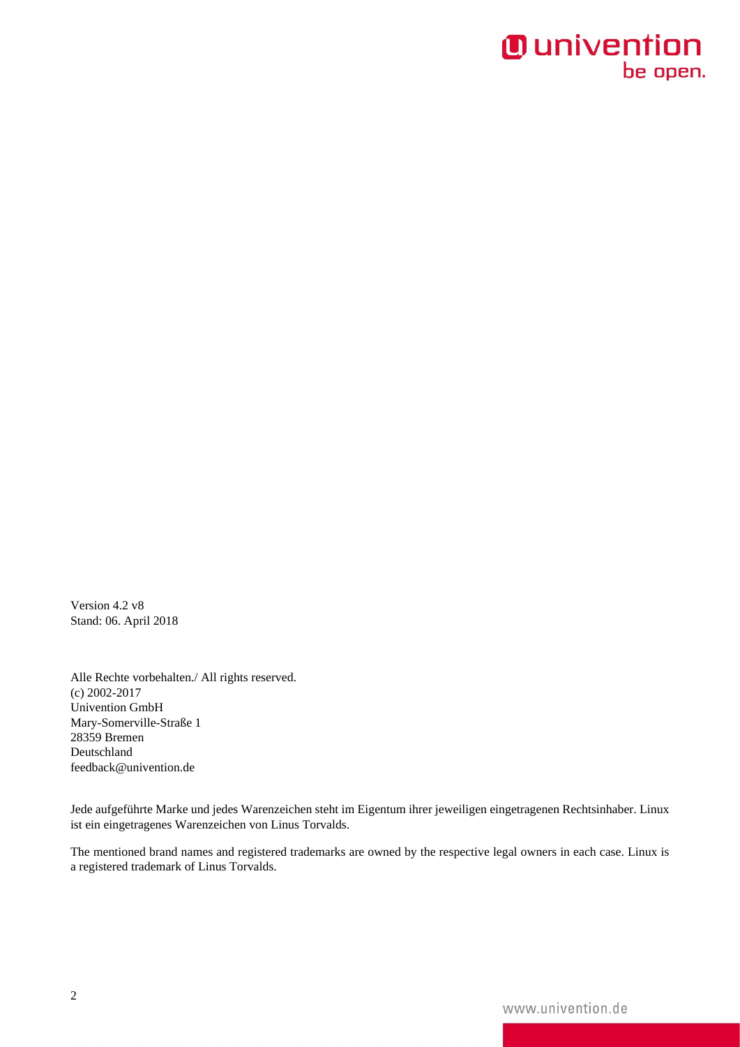Version 4.2 v8
Stand: 06. April 2018

Alle Rechte vorbehalten./ All rights reserved.
(c) 2002-2017
Univention GmbH
Mary-Somerville-Straße 1
28359 Bremen
Deutschland
feedback@univention.de

Jede aufgeführte Marke und jedes Warenzeichen steht im Eigentum ihrer jeweiligen eingetragenen Rechtsinhaber. Linux ist ein eingetragenes Warenzeichen von Linus Torvalds.

The mentioned brand names and registered trademarks are owned by the respective legal owners in each case. Linux is a registered trademark of Linus Torvalds.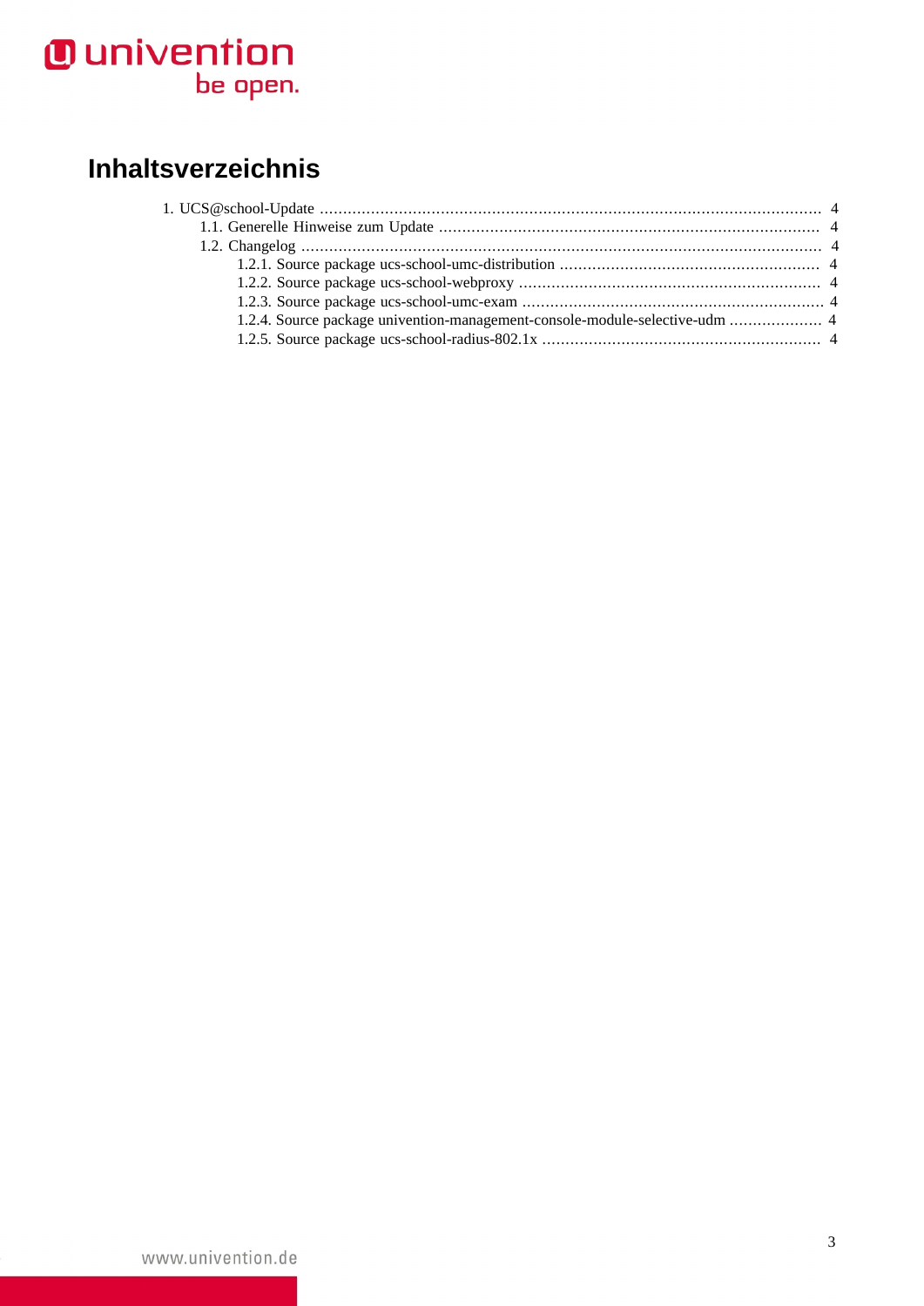# Inhaltsverzeichnis

- 1. UCS@school-Update ... 4
  - 1.1. Generelle Hinweise zum Update ... 4
  - 1.2. Changelog ... 4
    - 1.2.1. Source package ucs-school-umc-distribution ... 4
    - 1.2.2. Source package ucs-school-webproxy ... 4
    - 1.2.3. Source package ucs-school-umc-exam ... 4
    - 1.2.4. Source package univention-management-console-module-selective-udm ... 4
    - 1.2.5. Source package ucs-school-radius-802.1x ... 4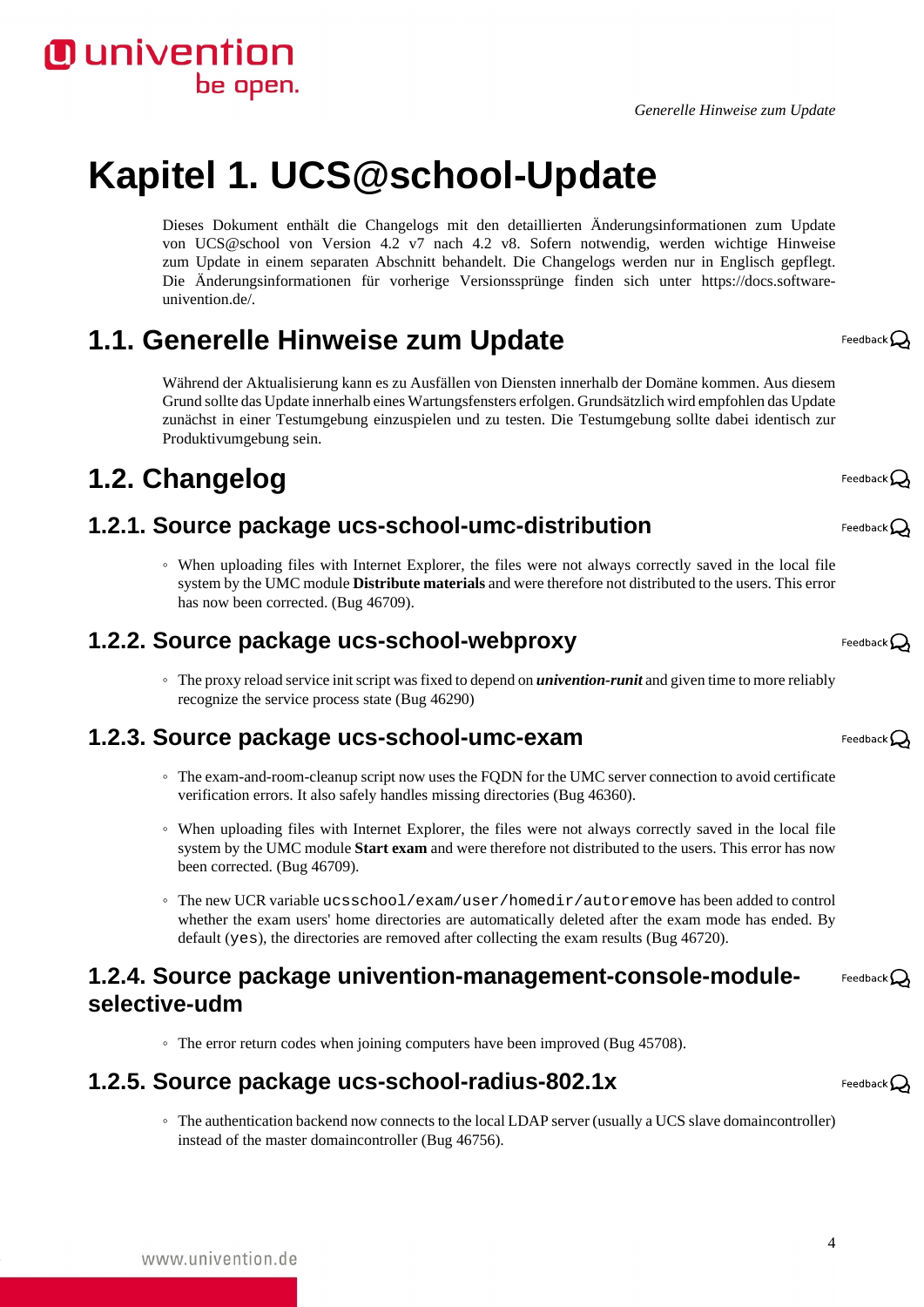# Kapitel 1. UCS@school-Update

Dieses Dokument enthält die Changelogs mit den detaillierten Änderungsinformationen zum Update von UCS@school von Version 4.2 v7 nach 4.2 v8. Sofern notwendig, werden wichtige Hinweise zum Update in einem separaten Abschnitt behandelt. Die Changelogs werden nur in Englisch gepflegt. Die Änderungsinformationen für vorherige Versionssprünge finden sich unter https://docs.software-univention.de/.

## 1.1. Generelle Hinweise zum Update

Während der Aktualisierung kann es zu Ausfällen von Diensten innerhalb der Domäne kommen. Aus diesem Grund sollte das Update innerhalb eines Wartungsfensters erfolgen. Grundsätzlich wird empfohlen das Update zunächst in einer Testumgebung einzuspielen und zu testen. Die Testumgebung sollte dabei identisch zur Produktivumgebung sein.

## 1.2. Changelog

### 1.2.1. Source package ucs-school-umc-distribution

- When uploading files with Internet Explorer, the files were not always correctly saved in the local file system by the UMC module **Distribute materials** and were therefore not distributed to the users. This error has now been corrected. (Bug 46709).

### 1.2.2. Source package ucs-school-webproxy

- The proxy reload service init script was fixed to depend on ***univention-runit*** and given time to more reliably recognize the service process state (Bug 46290)

### 1.2.3. Source package ucs-school-umc-exam

- The exam-and-room-cleanup script now uses the FQDN for the UMC server connection to avoid certificate verification errors. It also safely handles missing directories (Bug 46360).
- When uploading files with Internet Explorer, the files were not always correctly saved in the local file system by the UMC module **Start exam** and were therefore not distributed to the users. This error has now been corrected. (Bug 46709).
- The new UCR variable `ucsschool/exam/user/homedir/autoremove` has been added to control whether the exam users' home directories are automatically deleted after the exam mode has ended. By default (`yes`), the directories are removed after collecting the exam results (Bug 46720).

### 1.2.4. Source package univention-management-console-module-selective-udm

- The error return codes when joining computers have been improved (Bug 45708).

### 1.2.5. Source package ucs-school-radius-802.1x

- The authentication backend now connects to the local LDAP server (usually a UCS slave domaincontroller) instead of the master domaincontroller (Bug 46756).